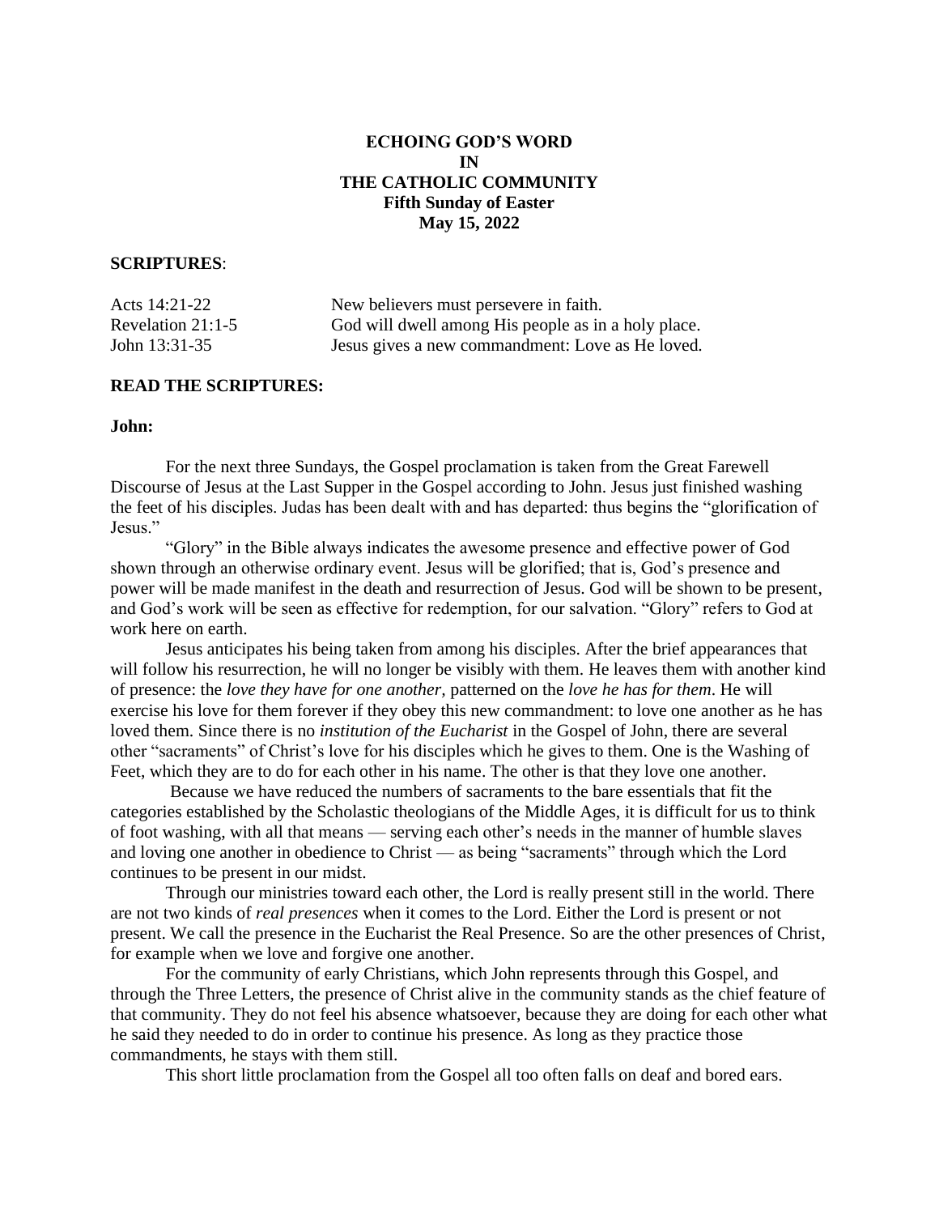# ECHOING GOD'S WORD
# IN
# THE CATHOLIC COMMUNITY
## Fifth Sunday of Easter
## May 15, 2022

**SCRIPTURES**:

| | |
|---|---|
| Acts 14:21-22 | New believers must persevere in faith. |
| Revelation 21:1-5 | God will dwell among His people as in a holy place. |
| John 13:31-35 | Jesus gives a new commandment: Love as He loved. |

**READ THE SCRIPTURES:**

**John:**

For the next three Sundays, the Gospel proclamation is taken from the Great Farewell Discourse of Jesus at the Last Supper in the Gospel according to John. Jesus just finished washing the feet of his disciples. Judas has been dealt with and has departed: thus begins the "glorification of Jesus."

"Glory" in the Bible always indicates the awesome presence and effective power of God shown through an otherwise ordinary event. Jesus will be glorified; that is, God's presence and power will be made manifest in the death and resurrection of Jesus. God will be shown to be present, and God's work will be seen as effective for redemption, for our salvation. "Glory" refers to God at work here on earth.

Jesus anticipates his being taken from among his disciples. After the brief appearances that will follow his resurrection, he will no longer be visibly with them. He leaves them with another kind of presence: the *love they have for one another,* patterned on the *love he has for them*. He will exercise his love for them forever if they obey this new commandment: to love one another as he has loved them. Since there is no *institution of the Eucharist* in the Gospel of John, there are several other "sacraments" of Christ's love for his disciples which he gives to them. One is the Washing of Feet, which they are to do for each other in his name. The other is that they love one another.

Because we have reduced the numbers of sacraments to the bare essentials that fit the categories established by the Scholastic theologians of the Middle Ages, it is difficult for us to think of foot washing, with all that means — serving each other's needs in the manner of humble slaves and loving one another in obedience to Christ — as being "sacraments" through which the Lord continues to be present in our midst.

Through our ministries toward each other, the Lord is really present still in the world. There are not two kinds of *real presences* when it comes to the Lord. Either the Lord is present or not present. We call the presence in the Eucharist the Real Presence. So are the other presences of Christ, for example when we love and forgive one another.

For the community of early Christians, which John represents through this Gospel, and through the Three Letters, the presence of Christ alive in the community stands as the chief feature of that community. They do not feel his absence whatsoever, because they are doing for each other what he said they needed to do in order to continue his presence. As long as they practice those commandments, he stays with them still.

This short little proclamation from the Gospel all too often falls on deaf and bored ears.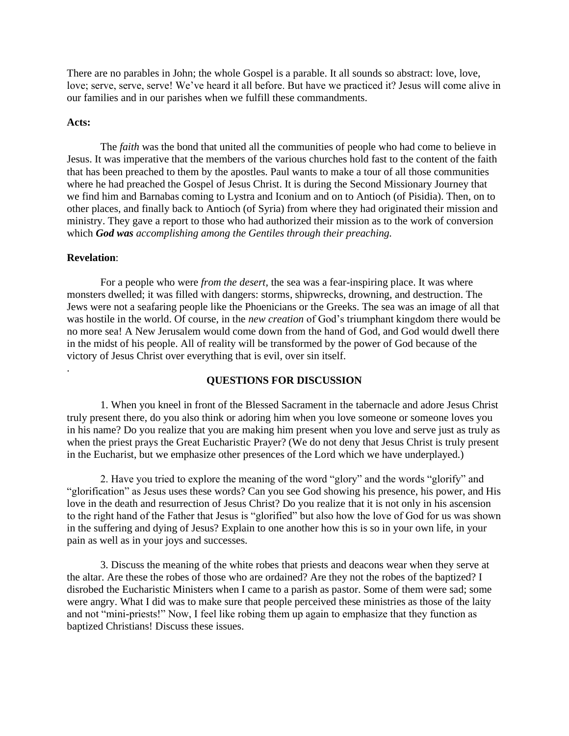There are no parables in John; the whole Gospel is a parable. It all sounds so abstract: love, love, love; serve, serve, serve! We've heard it all before. But have we practiced it? Jesus will come alive in our families and in our parishes when we fulfill these commandments.

**Acts:**

The *faith* was the bond that united all the communities of people who had come to believe in Jesus. It was imperative that the members of the various churches hold fast to the content of the faith that has been preached to them by the apostles. Paul wants to make a tour of all those communities where he had preached the Gospel of Jesus Christ. It is during the Second Missionary Journey that we find him and Barnabas coming to Lystra and Iconium and on to Antioch (of Pisidia). Then, on to other places, and finally back to Antioch (of Syria) from where they had originated their mission and ministry. They gave a report to those who had authorized their mission as to the work of conversion which ***God was*** *accomplishing among the Gentiles through their preaching.*

**Revelation**:

For a people who were *from the desert,* the sea was a fear-inspiring place. It was where monsters dwelled; it was filled with dangers: storms, shipwrecks, drowning, and destruction. The Jews were not a seafaring people like the Phoenicians or the Greeks. The sea was an image of all that was hostile in the world. Of course, in the *new creation* of God's triumphant kingdom there would be no more sea! A New Jerusalem would come down from the hand of God, and God would dwell there in the midst of his people. All of reality will be transformed by the power of God because of the victory of Jesus Christ over everything that is evil, over sin itself.

.

**QUESTIONS FOR DISCUSSION**

1. When you kneel in front of the Blessed Sacrament in the tabernacle and adore Jesus Christ truly present there, do you also think or adoring him when you love someone or someone loves you in his name? Do you realize that you are making him present when you love and serve just as truly as when the priest prays the Great Eucharistic Prayer? (We do not deny that Jesus Christ is truly present in the Eucharist, but we emphasize other presences of the Lord which we have underplayed.)

2. Have you tried to explore the meaning of the word "glory" and the words "glorify" and "glorification" as Jesus uses these words? Can you see God showing his presence, his power, and His love in the death and resurrection of Jesus Christ? Do you realize that it is not only in his ascension to the right hand of the Father that Jesus is "glorified" but also how the love of God for us was shown in the suffering and dying of Jesus? Explain to one another how this is so in your own life, in your pain as well as in your joys and successes.

3. Discuss the meaning of the white robes that priests and deacons wear when they serve at the altar. Are these the robes of those who are ordained? Are they not the robes of the baptized? I disrobed the Eucharistic Ministers when I came to a parish as pastor. Some of them were sad; some were angry. What I did was to make sure that people perceived these ministries as those of the laity and not "mini-priests!" Now, I feel like robing them up again to emphasize that they function as baptized Christians! Discuss these issues.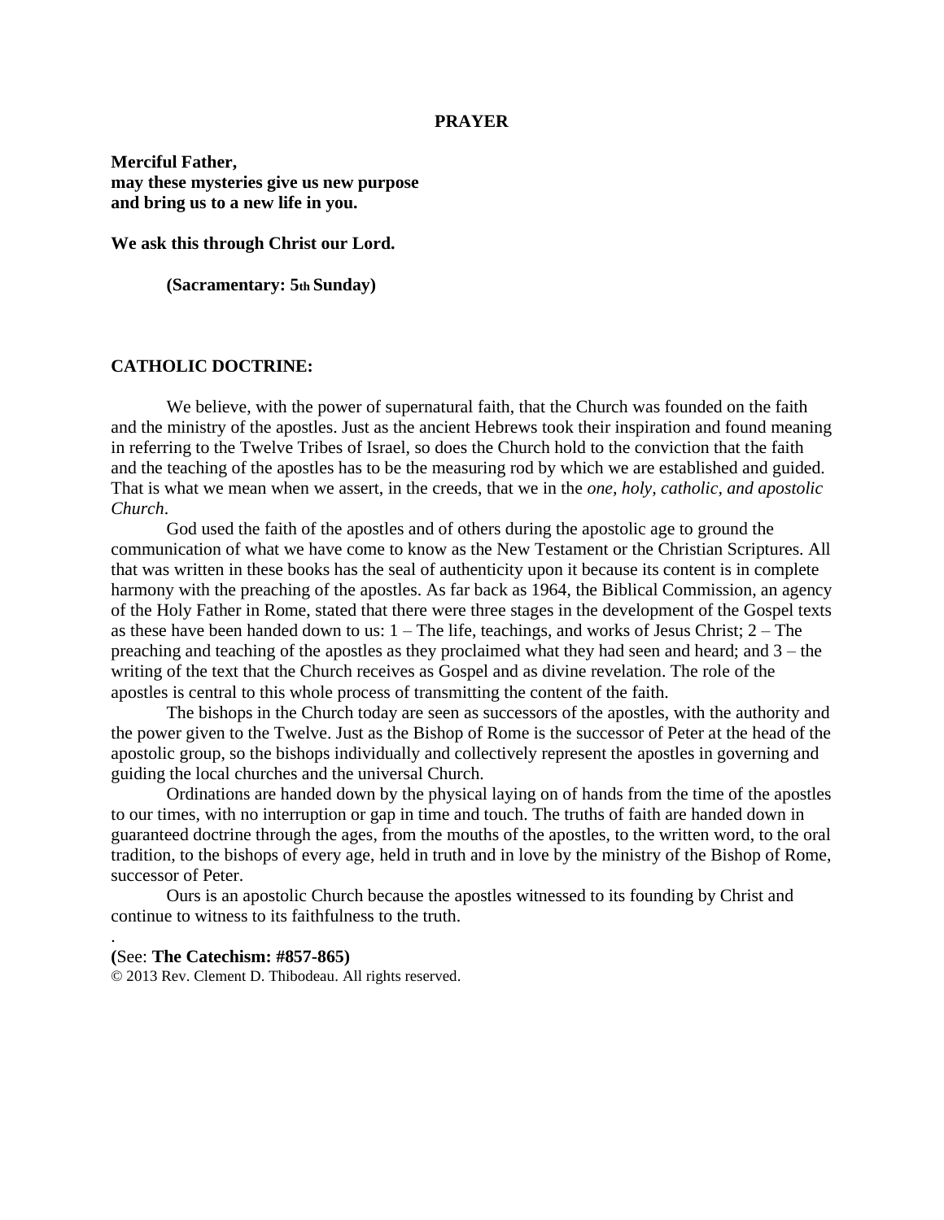## PRAYER

**Merciful Father,**
**may these mysteries give us new purpose**
**and bring us to a new life in you.**

**We ask this through Christ our Lord.**

**(Sacramentary: 5th Sunday)**

**CATHOLIC DOCTRINE:**

We believe, with the power of supernatural faith, that the Church was founded on the faith and the ministry of the apostles. Just as the ancient Hebrews took their inspiration and found meaning in referring to the Twelve Tribes of Israel, so does the Church hold to the conviction that the faith and the teaching of the apostles has to be the measuring rod by which we are established and guided. That is what we mean when we assert, in the creeds, that we in the *one, holy, catholic, and apostolic Church*.

God used the faith of the apostles and of others during the apostolic age to ground the communication of what we have come to know as the New Testament or the Christian Scriptures. All that was written in these books has the seal of authenticity upon it because its content is in complete harmony with the preaching of the apostles. As far back as 1964, the Biblical Commission, an agency of the Holy Father in Rome, stated that there were three stages in the development of the Gospel texts as these have been handed down to us: 1 – The life, teachings, and works of Jesus Christ; 2 – The preaching and teaching of the apostles as they proclaimed what they had seen and heard; and 3 – the writing of the text that the Church receives as Gospel and as divine revelation. The role of the apostles is central to this whole process of transmitting the content of the faith.

The bishops in the Church today are seen as successors of the apostles, with the authority and the power given to the Twelve. Just as the Bishop of Rome is the successor of Peter at the head of the apostolic group, so the bishops individually and collectively represent the apostles in governing and guiding the local churches and the universal Church.

Ordinations are handed down by the physical laying on of hands from the time of the apostles to our times, with no interruption or gap in time and touch. The truths of faith are handed down in guaranteed doctrine through the ages, from the mouths of the apostles, to the written word, to the oral tradition, to the bishops of every age, held in truth and in love by the ministry of the Bishop of Rome, successor of Peter.

Ours is an apostolic Church because the apostles witnessed to its founding by Christ and continue to witness to its faithfulness to the truth.

.

**(**See: **The Catechism: #857-865)**

© 2013 Rev. Clement D. Thibodeau. All rights reserved.